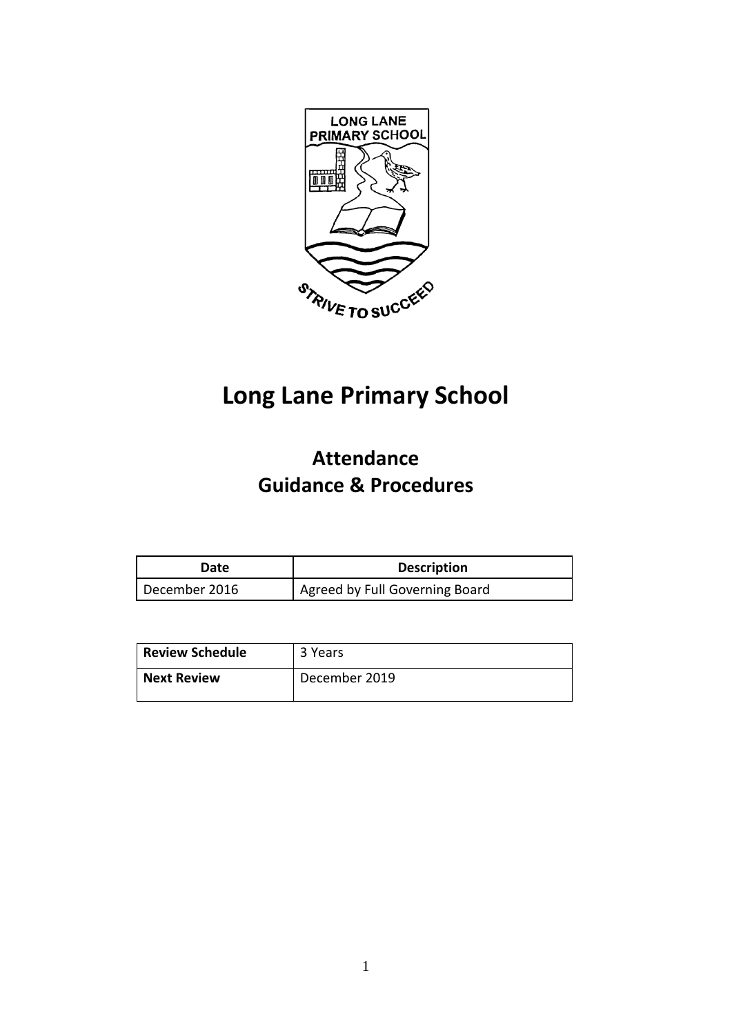# Long Lane Primary School

## Attendance
## Guidance & Procedures

| Date | Description |
| --- | --- |
| December 2016 | Agreed by Full Governing Board |

| | |
| --- | --- |
| **Review Schedule** | 3 Years |
| **Next Review** | December 2019 |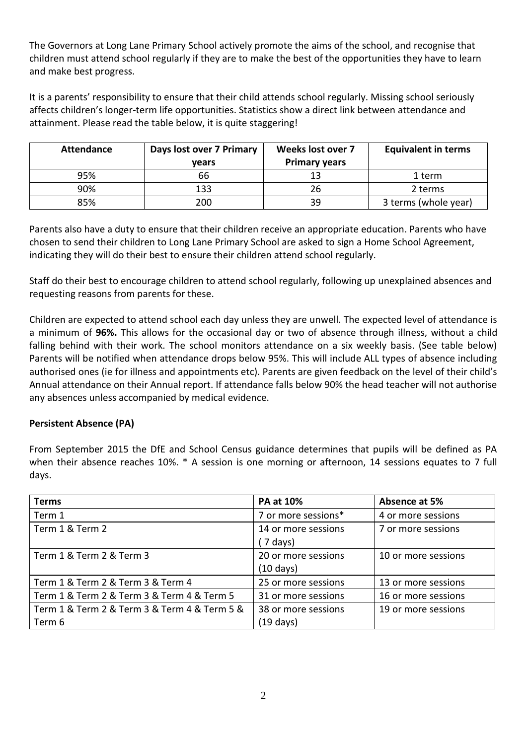The Governors at Long Lane Primary School actively promote the aims of the school, and recognise that children must attend school regularly if they are to make the best of the opportunities they have to learn and make best progress.

It is a parents' responsibility to ensure that their child attends school regularly. Missing school seriously affects children's longer-term life opportunities. Statistics show a direct link between attendance and attainment. Please read the table below, it is quite staggering!

| Attendance | Days lost over 7 Primary years | Weeks lost over 7 Primary years | Equivalent in terms |
|---|---|---|---|
| 95% | 66 | 13 | 1 term |
| 90% | 133 | 26 | 2 terms |
| 85% | 200 | 39 | 3 terms (whole year) |

Parents also have a duty to ensure that their children receive an appropriate education. Parents who have chosen to send their children to Long Lane Primary School are asked to sign a Home School Agreement, indicating they will do their best to ensure their children attend school regularly.

Staff do their best to encourage children to attend school regularly, following up unexplained absences and requesting reasons from parents for these.

Children are expected to attend school each day unless they are unwell. The expected level of attendance is a minimum of **96%.** This allows for the occasional day or two of absence through illness, without a child falling behind with their work. The school monitors attendance on a six weekly basis. (See table below) Parents will be notified when attendance drops below 95%. This will include ALL types of absence including authorised ones (ie for illness and appointments etc). Parents are given feedback on the level of their child's Annual attendance on their Annual report. If attendance falls below 90% the head teacher will not authorise any absences unless accompanied by medical evidence.

**Persistent Absence (PA)**

From September 2015 the DfE and School Census guidance determines that pupils will be defined as PA when their absence reaches 10%. * A session is one morning or afternoon, 14 sessions equates to 7 full days.

| Terms | PA at 10% | Absence at 5% |
|---|---|---|
| Term 1 | 7 or more sessions* | 4 or more sessions |
| Term 1 & Term 2 | 14 or more sessions (7 days) | 7 or more sessions |
| Term 1 & Term 2 & Term 3 | 20 or more sessions (10 days) | 10 or more sessions |
| Term 1 & Term 2 & Term 3 & Term 4 | 25 or more sessions | 13 or more sessions |
| Term 1 & Term 2 & Term 3 & Term 4 & Term 5 | 31 or more sessions | 16 or more sessions |
| Term 1 & Term 2 & Term 3 & Term 4 & Term 5 & Term 6 | 38 or more sessions (19 days) | 19 or more sessions |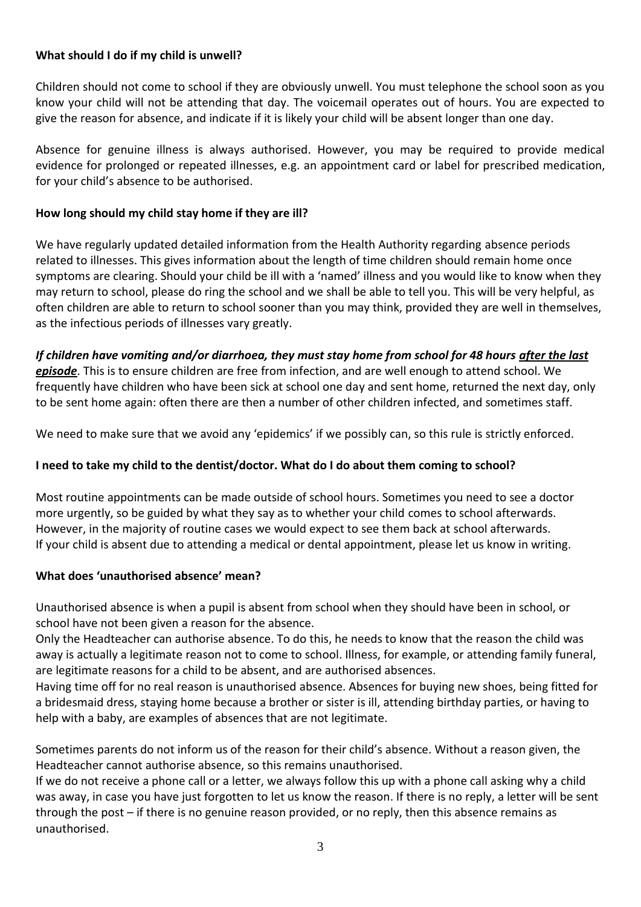**What should I do if my child is unwell?**

Children should not come to school if they are obviously unwell. You must telephone the school soon as you know your child will not be attending that day. The voicemail operates out of hours. You are expected to give the reason for absence, and indicate if it is likely your child will be absent longer than one day.

Absence for genuine illness is always authorised. However, you may be required to provide medical evidence for prolonged or repeated illnesses, e.g. an appointment card or label for prescribed medication, for your child's absence to be authorised.

**How long should my child stay home if they are ill?**

We have regularly updated detailed information from the Health Authority regarding absence periods related to illnesses. This gives information about the length of time children should remain home once symptoms are clearing. Should your child be ill with a 'named' illness and you would like to know when they may return to school, please do ring the school and we shall be able to tell you. This will be very helpful, as often children are able to return to school sooner than you may think, provided they are well in themselves, as the infectious periods of illnesses vary greatly.

***If children have vomiting and/or diarrhoea, they must stay home from school for 48 hours <u>after the last episode</u>***. This is to ensure children are free from infection, and are well enough to attend school. We frequently have children who have been sick at school one day and sent home, returned the next day, only to be sent home again: often there are then a number of other children infected, and sometimes staff.

We need to make sure that we avoid any 'epidemics' if we possibly can, so this rule is strictly enforced.

**I need to take my child to the dentist/doctor. What do I do about them coming to school?**

Most routine appointments can be made outside of school hours. Sometimes you need to see a doctor more urgently, so be guided by what they say as to whether your child comes to school afterwards. However, in the majority of routine cases we would expect to see them back at school afterwards. If your child is absent due to attending a medical or dental appointment, please let us know in writing.

**What does 'unauthorised absence' mean?**

Unauthorised absence is when a pupil is absent from school when they should have been in school, or school have not been given a reason for the absence.

Only the Headteacher can authorise absence. To do this, he needs to know that the reason the child was away is actually a legitimate reason not to come to school. Illness, for example, or attending family funeral, are legitimate reasons for a child to be absent, and are authorised absences.

Having time off for no real reason is unauthorised absence. Absences for buying new shoes, being fitted for a bridesmaid dress, staying home because a brother or sister is ill, attending birthday parties, or having to help with a baby, are examples of absences that are not legitimate.

Sometimes parents do not inform us of the reason for their child's absence. Without a reason given, the Headteacher cannot authorise absence, so this remains unauthorised.

If we do not receive a phone call or a letter, we always follow this up with a phone call asking why a child was away, in case you have just forgotten to let us know the reason. If there is no reply, a letter will be sent through the post – if there is no genuine reason provided, or no reply, then this absence remains as unauthorised.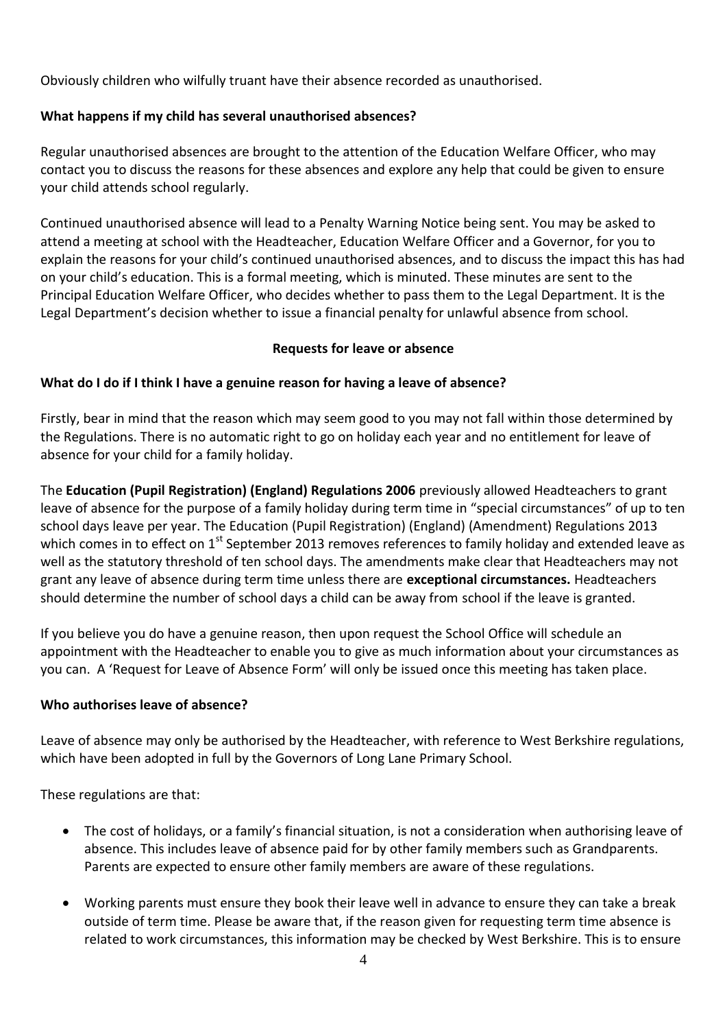Obviously children who wilfully truant have their absence recorded as unauthorised.

**What happens if my child has several unauthorised absences?**

Regular unauthorised absences are brought to the attention of the Education Welfare Officer, who may contact you to discuss the reasons for these absences and explore any help that could be given to ensure your child attends school regularly.

Continued unauthorised absence will lead to a Penalty Warning Notice being sent. You may be asked to attend a meeting at school with the Headteacher, Education Welfare Officer and a Governor, for you to explain the reasons for your child's continued unauthorised absences, and to discuss the impact this has had on your child's education. This is a formal meeting, which is minuted. These minutes are sent to the Principal Education Welfare Officer, who decides whether to pass them to the Legal Department. It is the Legal Department's decision whether to issue a financial penalty for unlawful absence from school.

## Requests for leave or absence

**What do I do if I think I have a genuine reason for having a leave of absence?**

Firstly, bear in mind that the reason which may seem good to you may not fall within those determined by the Regulations. There is no automatic right to go on holiday each year and no entitlement for leave of absence for your child for a family holiday.

The **Education (Pupil Registration) (England) Regulations 2006** previously allowed Headteachers to grant leave of absence for the purpose of a family holiday during term time in "special circumstances" of up to ten school days leave per year. The Education (Pupil Registration) (England) (Amendment) Regulations 2013 which comes in to effect on 1st September 2013 removes references to family holiday and extended leave as well as the statutory threshold of ten school days. The amendments make clear that Headteachers may not grant any leave of absence during term time unless there are **exceptional circumstances.** Headteachers should determine the number of school days a child can be away from school if the leave is granted.

If you believe you do have a genuine reason, then upon request the School Office will schedule an appointment with the Headteacher to enable you to give as much information about your circumstances as you can. A 'Request for Leave of Absence Form' will only be issued once this meeting has taken place.

**Who authorises leave of absence?**

Leave of absence may only be authorised by the Headteacher, with reference to West Berkshire regulations, which have been adopted in full by the Governors of Long Lane Primary School.

These regulations are that:

- The cost of holidays, or a family's financial situation, is not a consideration when authorising leave of absence. This includes leave of absence paid for by other family members such as Grandparents. Parents are expected to ensure other family members are aware of these regulations.
- Working parents must ensure they book their leave well in advance to ensure they can take a break outside of term time. Please be aware that, if the reason given for requesting term time absence is related to work circumstances, this information may be checked by West Berkshire. This is to ensure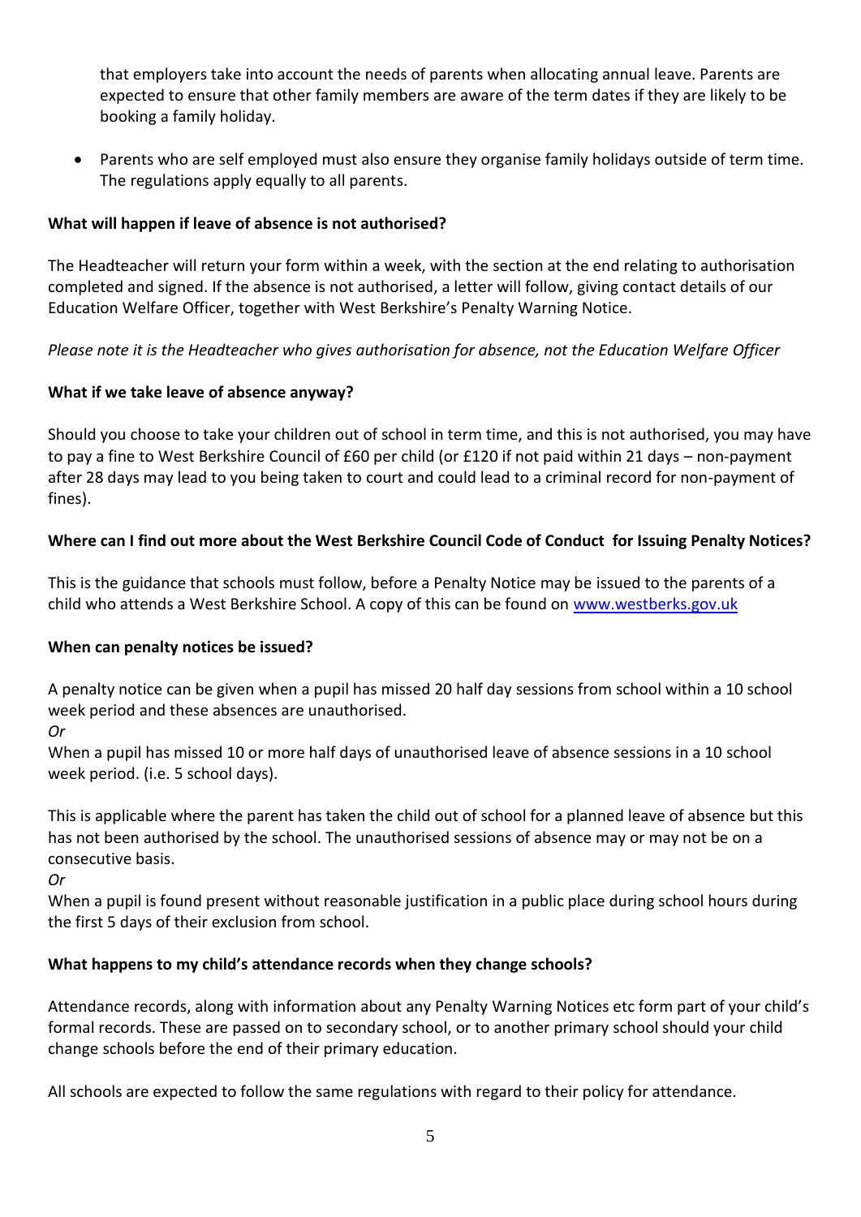that employers take into account the needs of parents when allocating annual leave. Parents are expected to ensure that other family members are aware of the term dates if they are likely to be booking a family holiday.

- Parents who are self employed must also ensure they organise family holidays outside of term time. The regulations apply equally to all parents.

**What will happen if leave of absence is not authorised?**

The Headteacher will return your form within a week, with the section at the end relating to authorisation completed and signed. If the absence is not authorised, a letter will follow, giving contact details of our Education Welfare Officer, together with West Berkshire's Penalty Warning Notice.

*Please note it is the Headteacher who gives authorisation for absence, not the Education Welfare Officer*

**What if we take leave of absence anyway?**

Should you choose to take your children out of school in term time, and this is not authorised, you may have to pay a fine to West Berkshire Council of £60 per child (or £120 if not paid within 21 days – non-payment after 28 days may lead to you being taken to court and could lead to a criminal record for non-payment of fines).

**Where can I find out more about the West Berkshire Council Code of Conduct for Issuing Penalty Notices?**

This is the guidance that schools must follow, before a Penalty Notice may be issued to the parents of a child who attends a West Berkshire School. A copy of this can be found on [www.westberks.gov.uk](http://www.westberks.gov.uk)

**When can penalty notices be issued?**

A penalty notice can be given when a pupil has missed 20 half day sessions from school within a 10 school week period and these absences are unauthorised.
*Or*
When a pupil has missed 10 or more half days of unauthorised leave of absence sessions in a 10 school week period. (i.e. 5 school days).

This is applicable where the parent has taken the child out of school for a planned leave of absence but this has not been authorised by the school. The unauthorised sessions of absence may or may not be on a consecutive basis.
*Or*
When a pupil is found present without reasonable justification in a public place during school hours during the first 5 days of their exclusion from school.

**What happens to my child's attendance records when they change schools?**

Attendance records, along with information about any Penalty Warning Notices etc form part of your child's formal records. These are passed on to secondary school, or to another primary school should your child change schools before the end of their primary education.

All schools are expected to follow the same regulations with regard to their policy for attendance.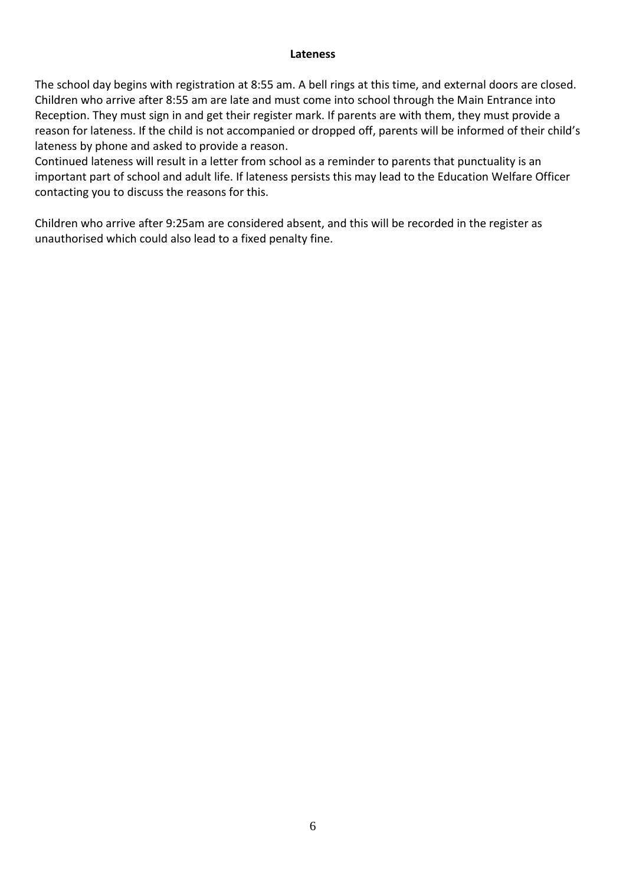## Lateness

The school day begins with registration at 8:55 am. A bell rings at this time, and external doors are closed. Children who arrive after 8:55 am are late and must come into school through the Main Entrance into Reception. They must sign in and get their register mark. If parents are with them, they must provide a reason for lateness. If the child is not accompanied or dropped off, parents will be informed of their child's lateness by phone and asked to provide a reason.

Continued lateness will result in a letter from school as a reminder to parents that punctuality is an important part of school and adult life. If lateness persists this may lead to the Education Welfare Officer contacting you to discuss the reasons for this.

Children who arrive after 9:25am are considered absent, and this will be recorded in the register as unauthorised which could also lead to a fixed penalty fine.